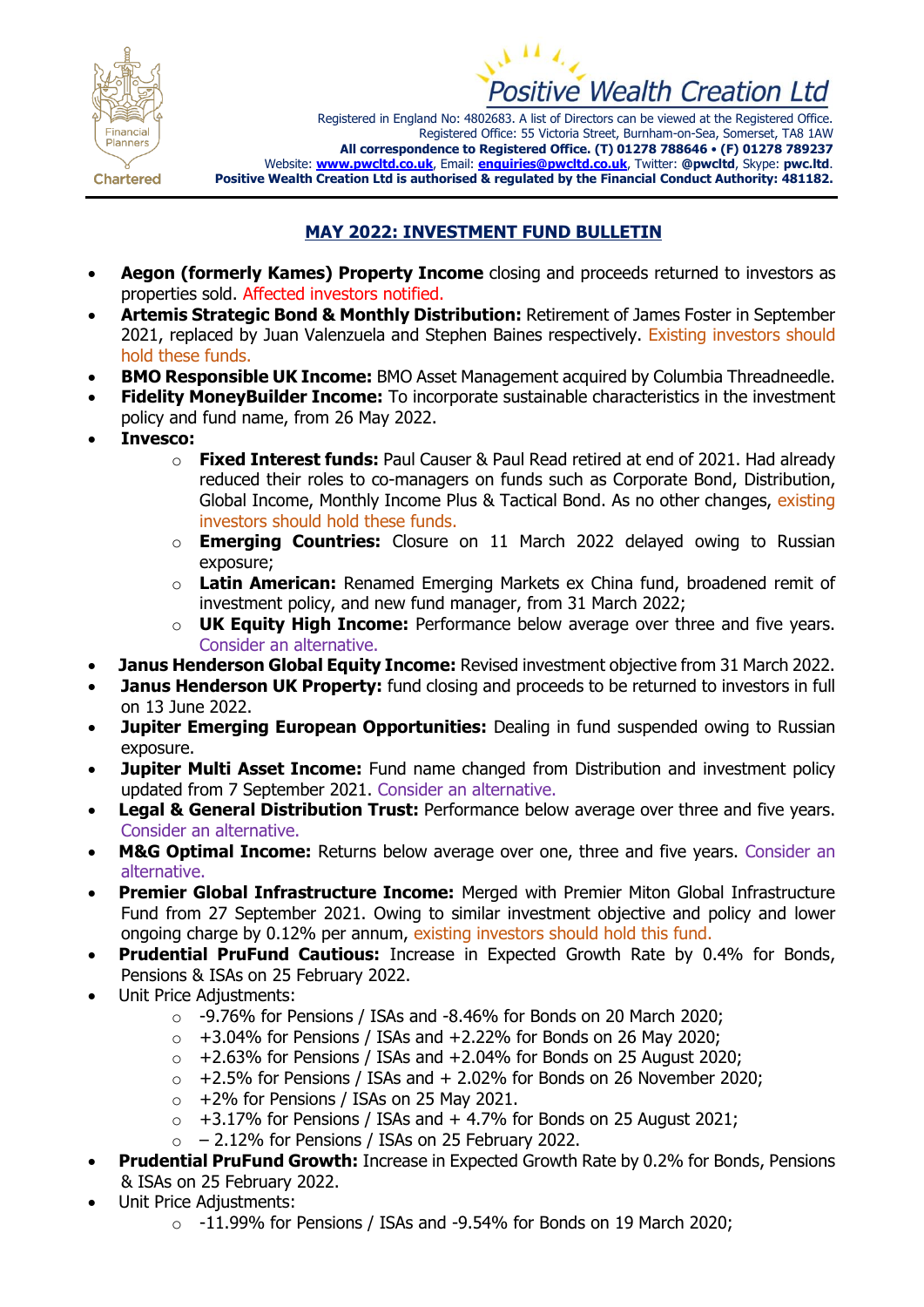Positive Wealth Creation Ltd

Registered in England No: 4802683. A list of Directors can be viewed at the Registered Office.
Registered Office: 55 Victoria Street, Burnham-on-Sea, Somerset, TA8 1AW
**All correspondence to Registered Office. (T) 01278 788646 • (F) 01278 789237**
Website: **www.pwcltd.co.uk**, Email: **enquiries@pwcltd.co.uk**, Twitter: **@pwcltd**, Skype: **pwc.ltd**.
**Positive Wealth Creation Ltd is authorised & regulated by the Financial Conduct Authority: 481182.**

Financial Planners Chartered

## MAY 2022: INVESTMENT FUND BULLETIN

- **Aegon (formerly Kames) Property Income** closing and proceeds returned to investors as properties sold. Affected investors notified.
- **Artemis Strategic Bond & Monthly Distribution:** Retirement of James Foster in September 2021, replaced by Juan Valenzuela and Stephen Baines respectively. Existing investors should hold these funds.
- **BMO Responsible UK Income:** BMO Asset Management acquired by Columbia Threadneedle.
- **Fidelity MoneyBuilder Income:** To incorporate sustainable characteristics in the investment policy and fund name, from 26 May 2022.
- **Invesco:**
  - **Fixed Interest funds:** Paul Causer & Paul Read retired at end of 2021. Had already reduced their roles to co-managers on funds such as Corporate Bond, Distribution, Global Income, Monthly Income Plus & Tactical Bond. As no other changes, existing investors should hold these funds.
  - **Emerging Countries:** Closure on 11 March 2022 delayed owing to Russian exposure;
  - **Latin American:** Renamed Emerging Markets ex China fund, broadened remit of investment policy, and new fund manager, from 31 March 2022;
  - **UK Equity High Income:** Performance below average over three and five years. Consider an alternative.
- **Janus Henderson Global Equity Income:** Revised investment objective from 31 March 2022.
- **Janus Henderson UK Property:** fund closing and proceeds to be returned to investors in full on 13 June 2022.
- **Jupiter Emerging European Opportunities:** Dealing in fund suspended owing to Russian exposure.
- **Jupiter Multi Asset Income:** Fund name changed from Distribution and investment policy updated from 7 September 2021. Consider an alternative.
- **Legal & General Distribution Trust:** Performance below average over three and five years. Consider an alternative.
- **M&G Optimal Income:** Returns below average over one, three and five years. Consider an alternative.
- **Premier Global Infrastructure Income:** Merged with Premier Miton Global Infrastructure Fund from 27 September 2021. Owing to similar investment objective and policy and lower ongoing charge by 0.12% per annum, existing investors should hold this fund.
- **Prudential PruFund Cautious:** Increase in Expected Growth Rate by 0.4% for Bonds, Pensions & ISAs on 25 February 2022.
- Unit Price Adjustments:
  - -9.76% for Pensions / ISAs and -8.46% for Bonds on 20 March 2020;
  - +3.04% for Pensions / ISAs and +2.22% for Bonds on 26 May 2020;
  - +2.63% for Pensions / ISAs and +2.04% for Bonds on 25 August 2020;
  - +2.5% for Pensions / ISAs and + 2.02% for Bonds on 26 November 2020;
  - +2% for Pensions / ISAs on 25 May 2021.
  - +3.17% for Pensions / ISAs and + 4.7% for Bonds on 25 August 2021;
  - – 2.12% for Pensions / ISAs on 25 February 2022.
- **Prudential PruFund Growth:** Increase in Expected Growth Rate by 0.2% for Bonds, Pensions & ISAs on 25 February 2022.
- Unit Price Adjustments:
  - -11.99% for Pensions / ISAs and -9.54% for Bonds on 19 March 2020;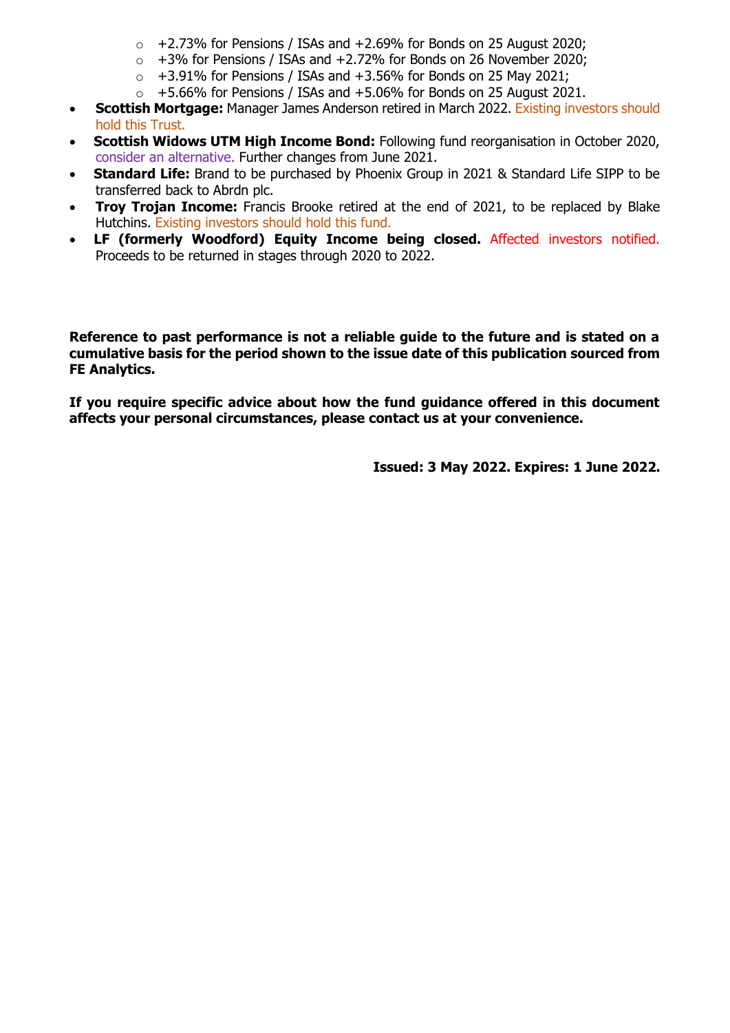- +2.73% for Pensions / ISAs and +2.69% for Bonds on 25 August 2020;
    - +3% for Pensions / ISAs and +2.72% for Bonds on 26 November 2020;
    - +3.91% for Pensions / ISAs and +3.56% for Bonds on 25 May 2021;
    - +5.66% for Pensions / ISAs and +5.06% for Bonds on 25 August 2021.
- **Scottish Mortgage:** Manager James Anderson retired in March 2022. Existing investors should hold this Trust.
- **Scottish Widows UTM High Income Bond:** Following fund reorganisation in October 2020, consider an alternative. Further changes from June 2021.
- **Standard Life:** Brand to be purchased by Phoenix Group in 2021 & Standard Life SIPP to be transferred back to Abrdn plc.
- **Troy Trojan Income:** Francis Brooke retired at the end of 2021, to be replaced by Blake Hutchins. Existing investors should hold this fund.
- **LF (formerly Woodford) Equity Income being closed.** Affected investors notified. Proceeds to be returned in stages through 2020 to 2022.

**Reference to past performance is not a reliable guide to the future and is stated on a cumulative basis for the period shown to the issue date of this publication sourced from FE Analytics.**

**If you require specific advice about how the fund guidance offered in this document affects your personal circumstances, please contact us at your convenience.**

**Issued: 3 May 2022. Expires: 1 June 2022.**